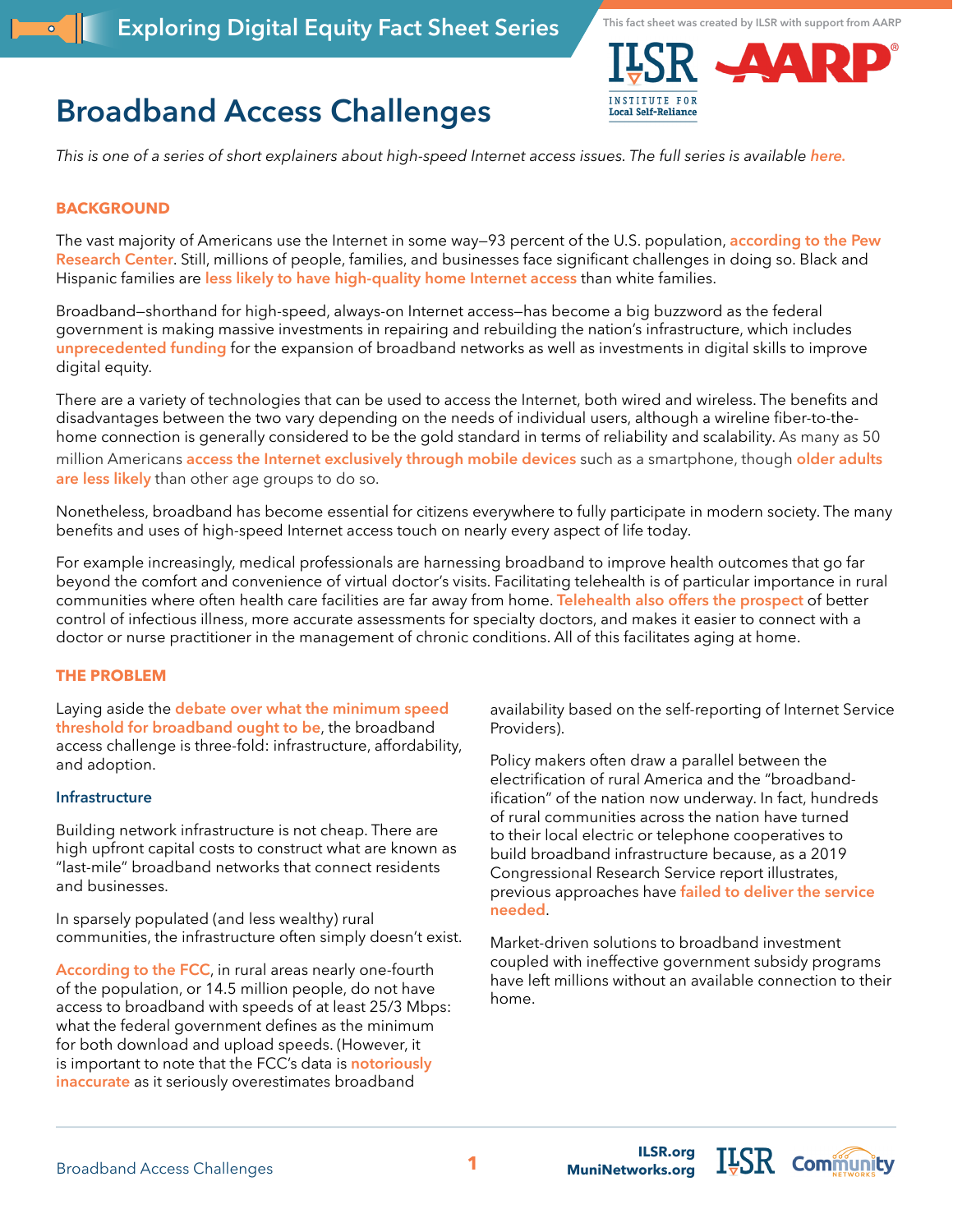Exploring Digital Equity Fact Sheet Series

This fact sheet was created by ILSR with support from AARP

# Broadband Access Challenges

*This is one of a series of short explainers about high-speed Internet access issues. The full series is available here.*

## BACKGROUND

The vast majority of Americans use the Internet in some way—93 percent of the U.S. population, according to the Pew Research Center. Still, millions of people, families, and businesses face significant challenges in doing so. Black and Hispanic families are less likely to have high-quality home Internet access than white families.

Broadband—shorthand for high-speed, always-on Internet access—has become a big buzzword as the federal government is making massive investments in repairing and rebuilding the nation's infrastructure, which includes unprecedented funding for the expansion of broadband networks as well as investments in digital skills to improve digital equity.

There are a variety of technologies that can be used to access the Internet, both wired and wireless. The benefits and disadvantages between the two vary depending on the needs of individual users, although a wireline fiber-to-the-home connection is generally considered to be the gold standard in terms of reliability and scalability. As many as 50 million Americans access the Internet exclusively through mobile devices such as a smartphone, though older adults are less likely than other age groups to do so.

Nonetheless, broadband has become essential for citizens everywhere to fully participate in modern society. The many benefits and uses of high-speed Internet access touch on nearly every aspect of life today.

For example increasingly, medical professionals are harnessing broadband to improve health outcomes that go far beyond the comfort and convenience of virtual doctor's visits. Facilitating telehealth is of particular importance in rural communities where often health care facilities are far away from home. Telehealth also offers the prospect of better control of infectious illness, more accurate assessments for specialty doctors, and makes it easier to connect with a doctor or nurse practitioner in the management of chronic conditions. All of this facilitates aging at home.

## THE PROBLEM

Laying aside the debate over what the minimum speed threshold for broadband ought to be, the broadband access challenge is three-fold: infrastructure, affordability, and adoption.

### Infrastructure

Building network infrastructure is not cheap. There are high upfront capital costs to construct what are known as "last-mile" broadband networks that connect residents and businesses.

In sparsely populated (and less wealthy) rural communities, the infrastructure often simply doesn't exist.

According to the FCC, in rural areas nearly one-fourth of the population, or 14.5 million people, do not have access to broadband with speeds of at least 25/3 Mbps: what the federal government defines as the minimum for both download and upload speeds. (However, it is important to note that the FCC's data is notoriously inaccurate as it seriously overestimates broadband availability based on the self-reporting of Internet Service Providers).

Policy makers often draw a parallel between the electrification of rural America and the "broadband-ification" of the nation now underway. In fact, hundreds of rural communities across the nation have turned to their local electric or telephone cooperatives to build broadband infrastructure because, as a 2019 Congressional Research Service report illustrates, previous approaches have failed to deliver the service needed.

Market-driven solutions to broadband investment coupled with ineffective government subsidy programs have left millions without an available connection to their home.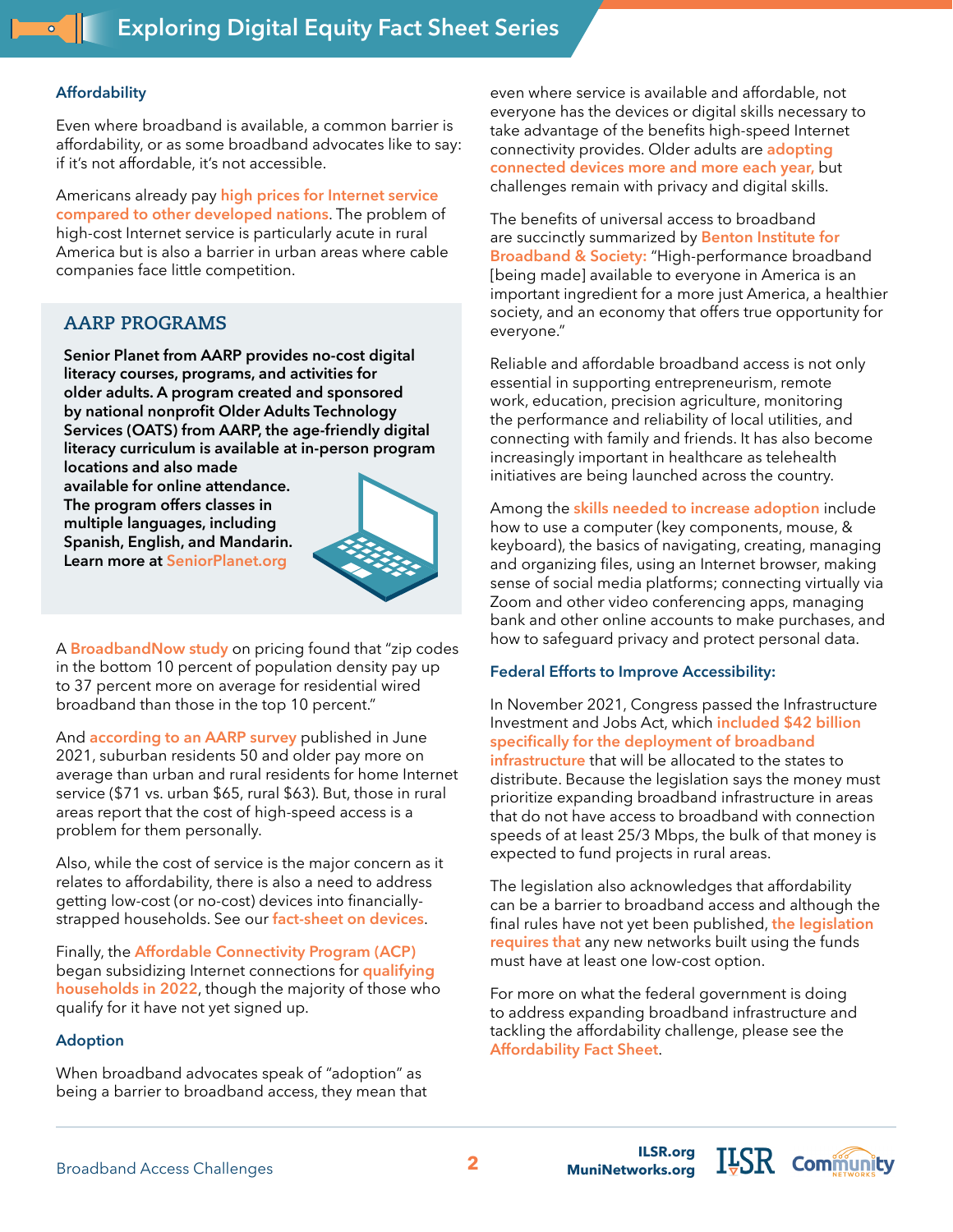### Affordability

Even where broadband is available, a common barrier is affordability, or as some broadband advocates like to say: if it's not affordable, it's not accessible.

Americans already pay high prices for Internet service compared to other developed nations. The problem of high-cost Internet service is particularly acute in rural America but is also a barrier in urban areas where cable companies face little competition.

> **AARP PROGRAMS**
>
> **Senior Planet from AARP provides no-cost digital literacy courses, programs, and activities for older adults. A program created and sponsored by national nonprofit Older Adults Technology Services (OATS) from AARP, the age-friendly digital literacy curriculum is available at in-person program locations and also made available for online attendance. The program offers classes in multiple languages, including Spanish, English, and Mandarin. Learn more at SeniorPlanet.org**

A BroadbandNow study on pricing found that "zip codes in the bottom 10 percent of population density pay up to 37 percent more on average for residential wired broadband than those in the top 10 percent."

And according to an AARP survey published in June 2021, suburban residents 50 and older pay more on average than urban and rural residents for home Internet service ($71 vs. urban $65, rural $63). But, those in rural areas report that the cost of high-speed access is a problem for them personally.

Also, while the cost of service is the major concern as it relates to affordability, there is also a need to address getting low-cost (or no-cost) devices into financially-strapped households. See our fact-sheet on devices.

Finally, the Affordable Connectivity Program (ACP) began subsidizing Internet connections for qualifying households in 2022, though the majority of those who qualify for it have not yet signed up.

### Adoption

When broadband advocates speak of "adoption" as being a barrier to broadband access, they mean that even where service is available and affordable, not everyone has the devices or digital skills necessary to take advantage of the benefits high-speed Internet connectivity provides. Older adults are adopting connected devices more and more each year, but challenges remain with privacy and digital skills.

The benefits of universal access to broadband are succinctly summarized by Benton Institute for Broadband & Society: "High-performance broadband [being made] available to everyone in America is an important ingredient for a more just America, a healthier society, and an economy that offers true opportunity for everyone."

Reliable and affordable broadband access is not only essential in supporting entrepreneurism, remote work, education, precision agriculture, monitoring the performance and reliability of local utilities, and connecting with family and friends. It has also become increasingly important in healthcare as telehealth initiatives are being launched across the country.

Among the skills needed to increase adoption include how to use a computer (key components, mouse, & keyboard), the basics of navigating, creating, managing and organizing files, using an Internet browser, making sense of social media platforms; connecting virtually via Zoom and other video conferencing apps, managing bank and other online accounts to make purchases, and how to safeguard privacy and protect personal data.

### Federal Efforts to Improve Accessibility:

In November 2021, Congress passed the Infrastructure Investment and Jobs Act, which included $42 billion specifically for the deployment of broadband infrastructure that will be allocated to the states to distribute. Because the legislation says the money must prioritize expanding broadband infrastructure in areas that do not have access to broadband with connection speeds of at least 25/3 Mbps, the bulk of that money is expected to fund projects in rural areas.

The legislation also acknowledges that affordability can be a barrier to broadband access and although the final rules have not yet been published, the legislation requires that any new networks built using the funds must have at least one low-cost option.

For more on what the federal government is doing to address expanding broadband infrastructure and tackling the affordability challenge, please see the Affordability Fact Sheet.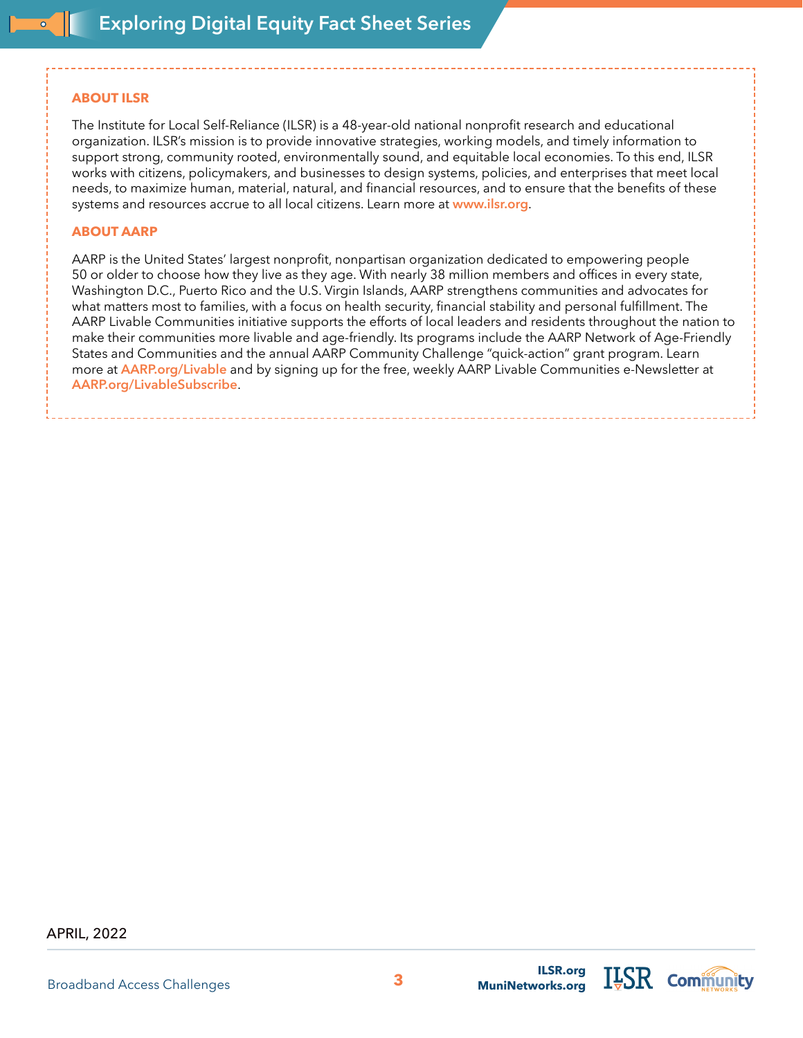## ABOUT ILSR

The Institute for Local Self-Reliance (ILSR) is a 48-year-old national nonprofit research and educational organization. ILSR's mission is to provide innovative strategies, working models, and timely information to support strong, community rooted, environmentally sound, and equitable local economies. To this end, ILSR works with citizens, policymakers, and businesses to design systems, policies, and enterprises that meet local needs, to maximize human, material, natural, and financial resources, and to ensure that the benefits of these systems and resources accrue to all local citizens. Learn more at www.ilsr.org.

## ABOUT AARP

AARP is the United States' largest nonprofit, nonpartisan organization dedicated to empowering people 50 or older to choose how they live as they age. With nearly 38 million members and offices in every state, Washington D.C., Puerto Rico and the U.S. Virgin Islands, AARP strengthens communities and advocates for what matters most to families, with a focus on health security, financial stability and personal fulfillment. The AARP Livable Communities initiative supports the efforts of local leaders and residents throughout the nation to make their communities more livable and age-friendly. Its programs include the AARP Network of Age-Friendly States and Communities and the annual AARP Community Challenge "quick-action" grant program. Learn more at AARP.org/Livable and by signing up for the free, weekly AARP Livable Communities e-Newsletter at AARP.org/LivableSubscribe.

APRIL, 2022